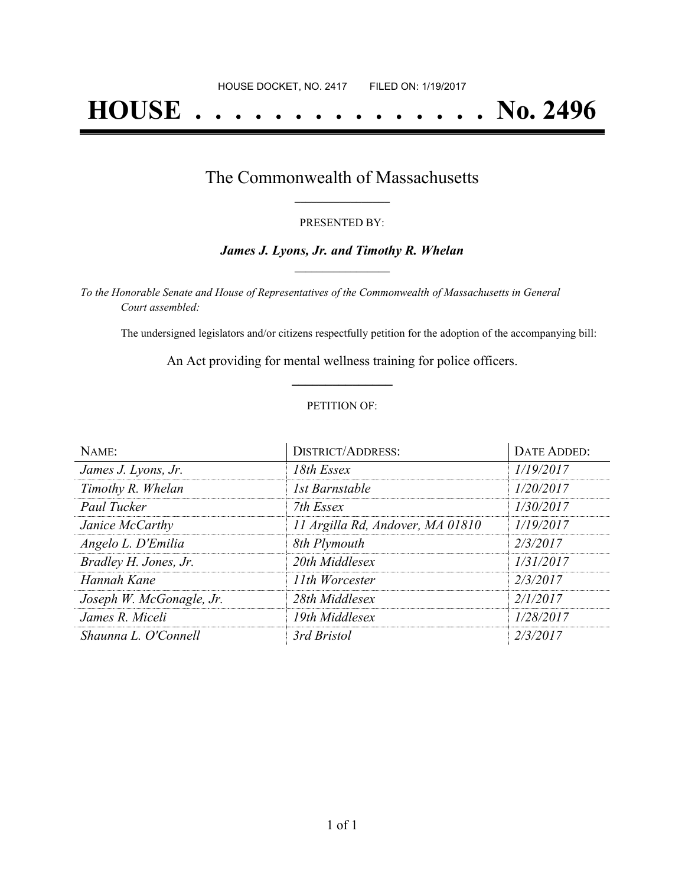HOUSE DOCKET, NO. 2417 FILED ON: 1/19/2017

# HOUSE . . . . . . . . . . . . . . . No. 2496

## The Commonwealth of Massachusetts

PRESENTED BY:

***James J. Lyons, Jr. and Timothy R. Whelan***

*To the Honorable Senate and House of Representatives of the Commonwealth of Massachusetts in General Court assembled:*

The undersigned legislators and/or citizens respectfully petition for the adoption of the accompanying bill:

An Act providing for mental wellness training for police officers.

PETITION OF:

| NAME: | DISTRICT/ADDRESS: | DATE ADDED: |
|---|---|---|
| *James J. Lyons, Jr.* | *18th Essex* | *1/19/2017* |
| *Timothy R. Whelan* | *1st Barnstable* | *1/20/2017* |
| *Paul Tucker* | *7th Essex* | *1/30/2017* |
| *Janice McCarthy* | *11 Argilla Rd, Andover, MA 01810* | *1/19/2017* |
| *Angelo L. D'Emilia* | *8th Plymouth* | *2/3/2017* |
| *Bradley H. Jones, Jr.* | *20th Middlesex* | *1/31/2017* |
| *Hannah Kane* | *11th Worcester* | *2/3/2017* |
| *Joseph W. McGonagle, Jr.* | *28th Middlesex* | *2/1/2017* |
| *James R. Miceli* | *19th Middlesex* | *1/28/2017* |
| *Shaunna L. O'Connell* | *3rd Bristol* | *2/3/2017* |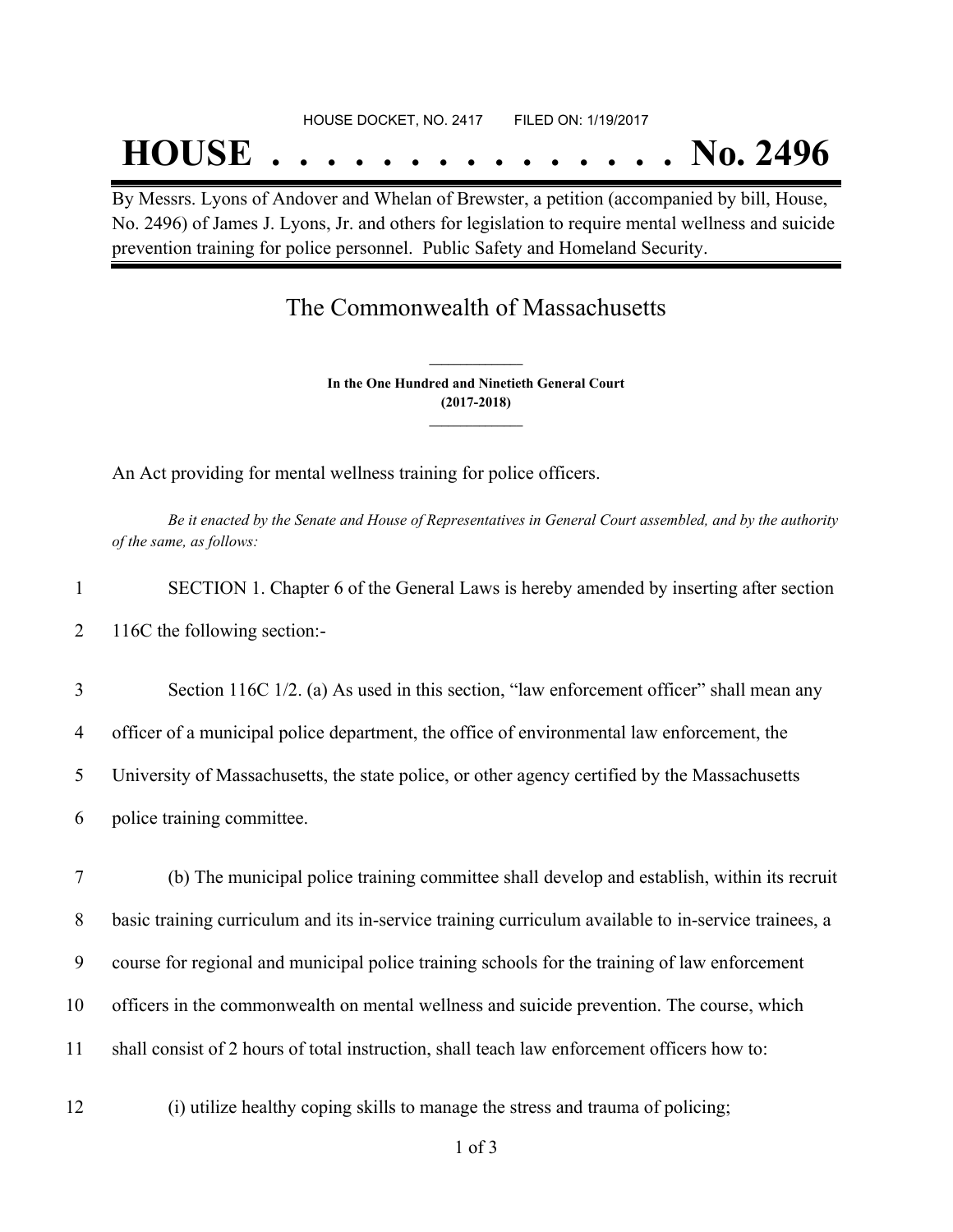HOUSE DOCKET, NO. 2417 FILED ON: 1/19/2017

# HOUSE . . . . . . . . . . . . . . . No. 2496

By Messrs. Lyons of Andover and Whelan of Brewster, a petition (accompanied by bill, House, No. 2496) of James J. Lyons, Jr. and others for legislation to require mental wellness and suicide prevention training for police personnel. Public Safety and Homeland Security.

## The Commonwealth of Massachusetts

**In the One Hundred and Ninetieth General Court**
**(2017-2018)**

An Act providing for mental wellness training for police officers.

*Be it enacted by the Senate and House of Representatives in General Court assembled, and by the authority of the same, as follows:*

1 SECTION 1. Chapter 6 of the General Laws is hereby amended by inserting after section
2 116C the following section:-

3 Section 116C 1/2. (a) As used in this section, "law enforcement officer" shall mean any
4 officer of a municipal police department, the office of environmental law enforcement, the
5 University of Massachusetts, the state police, or other agency certified by the Massachusetts
6 police training committee.

7 (b) The municipal police training committee shall develop and establish, within its recruit
8 basic training curriculum and its in-service training curriculum available to in-service trainees, a
9 course for regional and municipal police training schools for the training of law enforcement
10 officers in the commonwealth on mental wellness and suicide prevention. The course, which
11 shall consist of 2 hours of total instruction, shall teach law enforcement officers how to:

12 (i) utilize healthy coping skills to manage the stress and trauma of policing;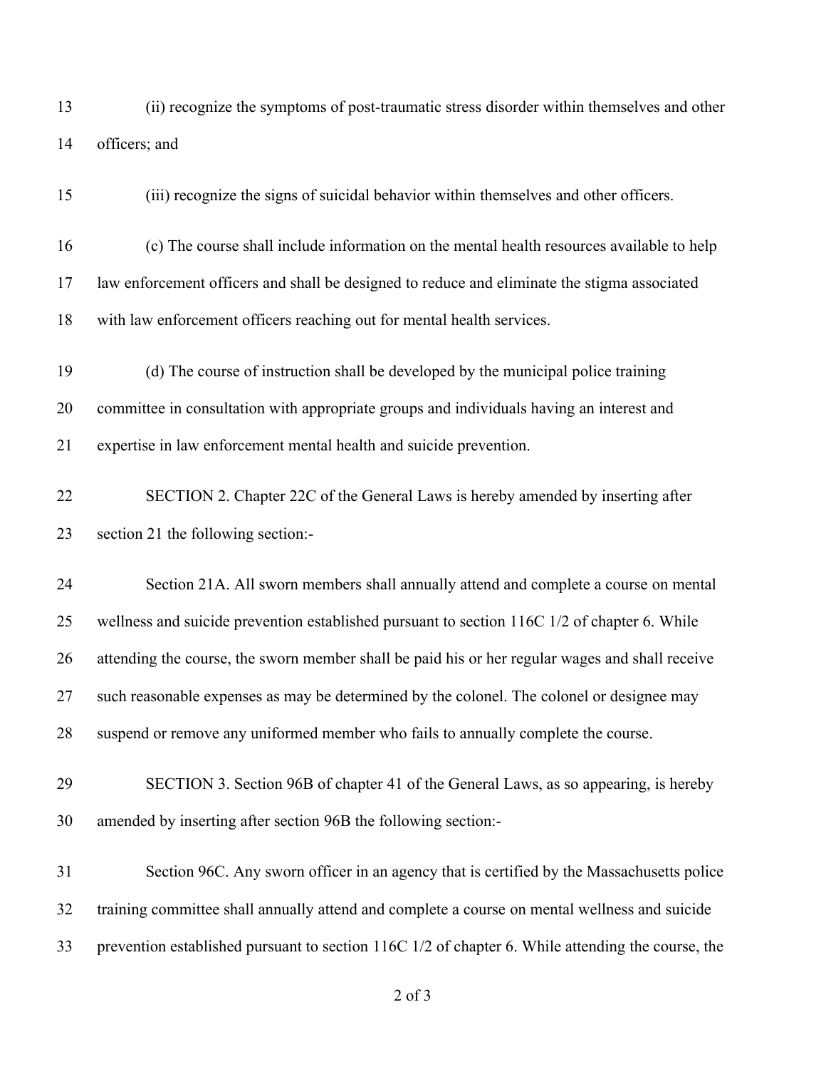13 (ii) recognize the symptoms of post-traumatic stress disorder within themselves and other
14 officers; and

15 (iii) recognize the signs of suicidal behavior within themselves and other officers.

16 (c) The course shall include information on the mental health resources available to help
17 law enforcement officers and shall be designed to reduce and eliminate the stigma associated
18 with law enforcement officers reaching out for mental health services.

19 (d) The course of instruction shall be developed by the municipal police training
20 committee in consultation with appropriate groups and individuals having an interest and
21 expertise in law enforcement mental health and suicide prevention.

22 SECTION 2. Chapter 22C of the General Laws is hereby amended by inserting after
23 section 21 the following section:-

24 Section 21A. All sworn members shall annually attend and complete a course on mental
25 wellness and suicide prevention established pursuant to section 116C 1/2 of chapter 6. While
26 attending the course, the sworn member shall be paid his or her regular wages and shall receive
27 such reasonable expenses as may be determined by the colonel. The colonel or designee may
28 suspend or remove any uniformed member who fails to annually complete the course.

29 SECTION 3. Section 96B of chapter 41 of the General Laws, as so appearing, is hereby
30 amended by inserting after section 96B the following section:-

31 Section 96C. Any sworn officer in an agency that is certified by the Massachusetts police
32 training committee shall annually attend and complete a course on mental wellness and suicide
33 prevention established pursuant to section 116C 1/2 of chapter 6. While attending the course, the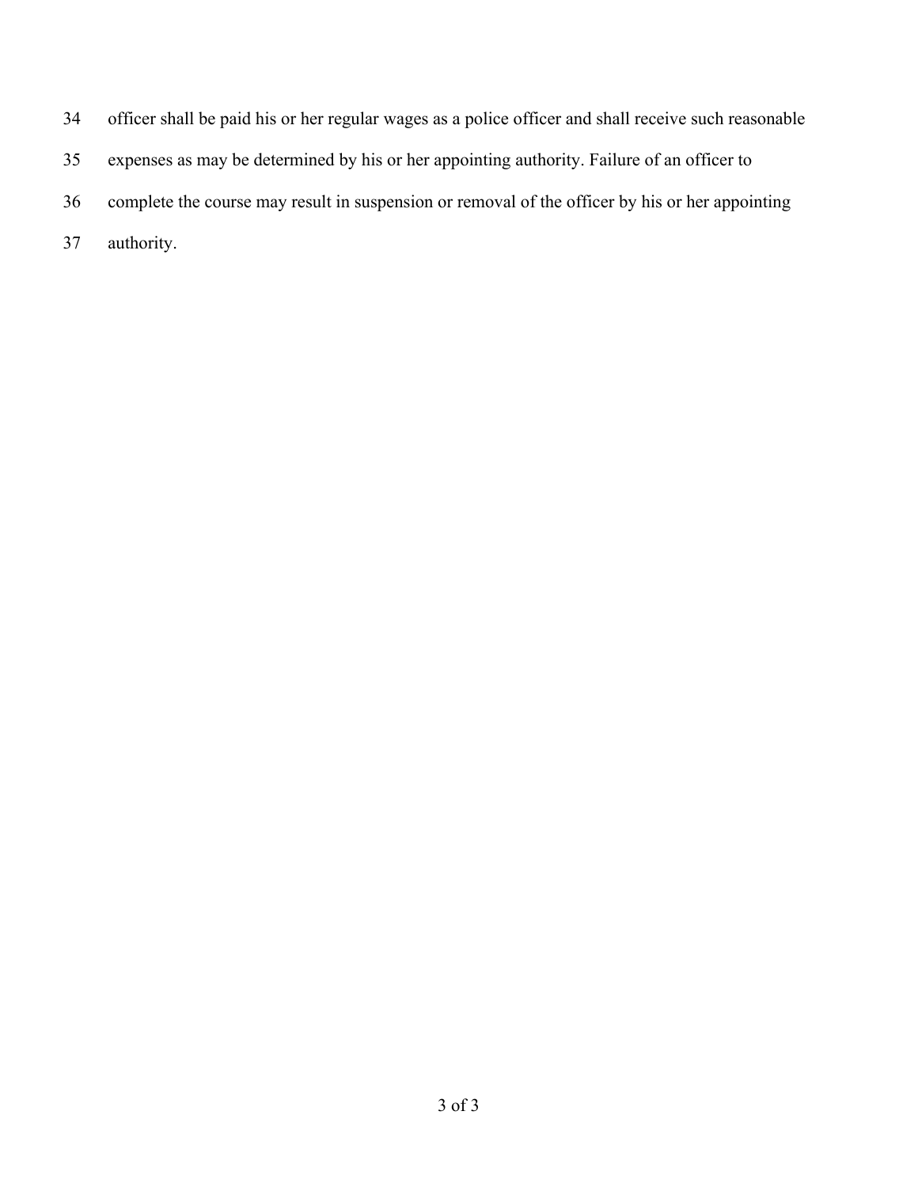34 officer shall be paid his or her regular wages as a police officer and shall receive such reasonable

35 expenses as may be determined by his or her appointing authority. Failure of an officer to

36 complete the course may result in suspension or removal of the officer by his or her appointing

37 authority.